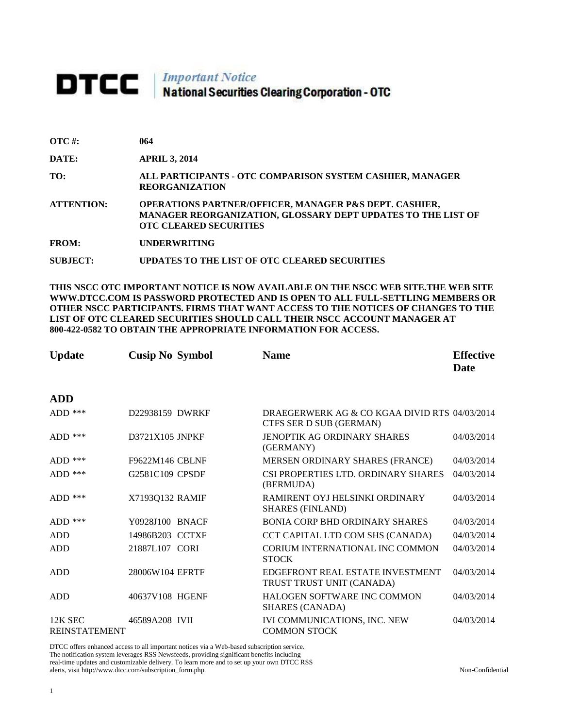# DTCC *Important Notice* National Securities Clearing Corporation - OTC

**OTC #:** 064

**DATE:** APRIL 3, 2014

**TO:** ALL PARTICIPANTS - OTC COMPARISON SYSTEM CASHIER, MANAGER REORGANIZATION

**ATTENTION:** OPERATIONS PARTNER/OFFICER, MANAGER P&S DEPT. CASHIER, MANAGER REORGANIZATION, GLOSSARY DEPT UPDATES TO THE LIST OF OTC CLEARED SECURITIES

**FROM:** UNDERWRITING

**SUBJECT:** UPDATES TO THE LIST OF OTC CLEARED SECURITIES

**THIS NSCC OTC IMPORTANT NOTICE IS NOW AVAILABLE ON THE NSCC WEB SITE.THE WEB SITE WWW.DTCC.COM IS PASSWORD PROTECTED AND IS OPEN TO ALL FULL-SETTLING MEMBERS OR OTHER NSCC PARTICIPANTS. FIRMS THAT WANT ACCESS TO THE NOTICES OF CHANGES TO THE LIST OF OTC CLEARED SECURITIES SHOULD CALL THEIR NSCC ACCOUNT MANAGER AT 800-422-0582 TO OBTAIN THE APPROPRIATE INFORMATION FOR ACCESS.**

| Update | Cusip No | Symbol | Name | Effective Date |
|---|---|---|---|---|
| **ADD** | | | | |
| ADD *** | D22938159 | DWRKF | DRAEGERWERK AG & CO KGAA DIVID RTS CTFS SER D SUB (GERMAN) | 04/03/2014 |
| ADD *** | D3721X105 | JNPKF | JENOPTIK AG ORDINARY SHARES (GERMANY) | 04/03/2014 |
| ADD *** | F9622M146 | CBLNF | MERSEN ORDINARY SHARES (FRANCE) | 04/03/2014 |
| ADD *** | G2581C109 | CPSDF | CSI PROPERTIES LTD. ORDINARY SHARES (BERMUDA) | 04/03/2014 |
| ADD *** | X7193Q132 | RAMIF | RAMIRENT OYJ HELSINKI ORDINARY SHARES (FINLAND) | 04/03/2014 |
| ADD *** | Y0928J100 | BNACF | BONIA CORP BHD ORDINARY SHARES | 04/03/2014 |
| ADD | 14986B203 | CCTXF | CCT CAPITAL LTD COM SHS (CANADA) | 04/03/2014 |
| ADD | 21887L107 | CORI | CORIUM INTERNATIONAL INC COMMON STOCK | 04/03/2014 |
| ADD | 28006W104 | EFRTF | EDGEFRONT REAL ESTATE INVESTMENT TRUST TRUST UNIT (CANADA) | 04/03/2014 |
| ADD | 40637V108 | HGENF | HALOGEN SOFTWARE INC COMMON SHARES (CANADA) | 04/03/2014 |
| 12K SEC REINSTATEMENT | 46589A208 | IVII | IVI COMMUNICATIONS, INC. NEW COMMON STOCK | 04/03/2014 |

DTCC offers enhanced access to all important notices via a Web-based subscription service. The notification system leverages RSS Newsfeeds, providing significant benefits including real-time updates and customizable delivery. To learn more and to set up your own DTCC RSS alerts, visit http://www.dtcc.com/subscription_form.php.

Non-Confidential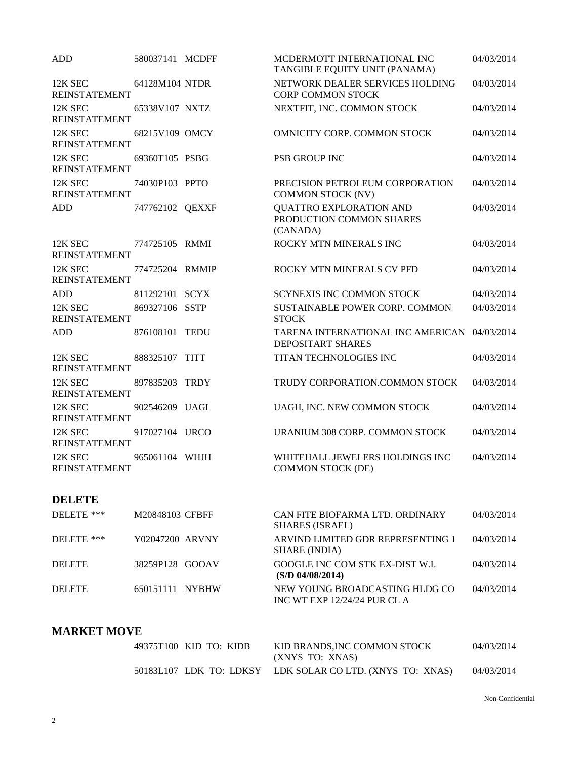| | | | | |
|---|---|---|---|---|
| ADD | 580037141 | MCDFF | MCDERMOTT INTERNATIONAL INC TANGIBLE EQUITY UNIT (PANAMA) | 04/03/2014 |
| 12K SEC REINSTATEMENT | 64128M104 | NTDR | NETWORK DEALER SERVICES HOLDING CORP COMMON STOCK | 04/03/2014 |
| 12K SEC REINSTATEMENT | 65338V107 | NXTZ | NEXTFIT, INC. COMMON STOCK | 04/03/2014 |
| 12K SEC REINSTATEMENT | 68215V109 | OMCY | OMNICITY CORP. COMMON STOCK | 04/03/2014 |
| 12K SEC REINSTATEMENT | 69360T105 | PSBG | PSB GROUP INC | 04/03/2014 |
| 12K SEC REINSTATEMENT | 74030P103 | PPTO | PRECISION PETROLEUM CORPORATION COMMON STOCK (NV) | 04/03/2014 |
| ADD | 747762102 | QEXXF | QUATTRO EXPLORATION AND PRODUCTION COMMON SHARES (CANADA) | 04/03/2014 |
| 12K SEC REINSTATEMENT | 774725105 | RMMI | ROCKY MTN MINERALS INC | 04/03/2014 |
| 12K SEC REINSTATEMENT | 774725204 | RMMIP | ROCKY MTN MINERALS CV PFD | 04/03/2014 |
| ADD | 811292101 | SCYX | SCYNEXIS INC COMMON STOCK | 04/03/2014 |
| 12K SEC REINSTATEMENT | 869327106 | SSTP | SUSTAINABLE POWER CORP. COMMON STOCK | 04/03/2014 |
| ADD | 876108101 | TEDU | TARENA INTERNATIONAL INC AMERICAN DEPOSITART SHARES | 04/03/2014 |
| 12K SEC REINSTATEMENT | 888325107 | TITT | TITAN TECHNOLOGIES INC | 04/03/2014 |
| 12K SEC REINSTATEMENT | 897835203 | TRDY | TRUDY CORPORATION.COMMON STOCK | 04/03/2014 |
| 12K SEC REINSTATEMENT | 902546209 | UAGI | UAGH, INC. NEW COMMON STOCK | 04/03/2014 |
| 12K SEC REINSTATEMENT | 917027104 | URCO | URANIUM 308 CORP. COMMON STOCK | 04/03/2014 |
| 12K SEC REINSTATEMENT | 965061104 | WHJH | WHITEHALL JEWELERS HOLDINGS INC COMMON STOCK (DE) | 04/03/2014 |

## DELETE

| | | | | |
|---|---|---|---|---|
| DELETE *** | M20848103 | CFBFF | CAN FITE BIOFARMA LTD. ORDINARY SHARES (ISRAEL) | 04/03/2014 |
| DELETE *** | Y02047200 | ARVNY | ARVIND LIMITED GDR REPRESENTING 1 SHARE (INDIA) | 04/03/2014 |
| DELETE | 38259P128 | GOOAV | GOOGLE INC COM STK EX-DIST W.I. **(S/D 04/08/2014)** | 04/03/2014 |
| DELETE | 650151111 | NYBHW | NEW YOUNG BROADCASTING HLDG CO INC WT EXP 12/24/24 PUR CL A | 04/03/2014 |

## MARKET MOVE

| | | | |
|---|---|---|---|
| 49375T100 | KID TO: KIDB | KID BRANDS,INC COMMON STOCK (XNYS TO: XNAS) | 04/03/2014 |
| 50183L107 | LDK TO: LDKSY | LDK SOLAR CO LTD. (XNYS TO: XNAS) | 04/03/2014 |

Non-Confidential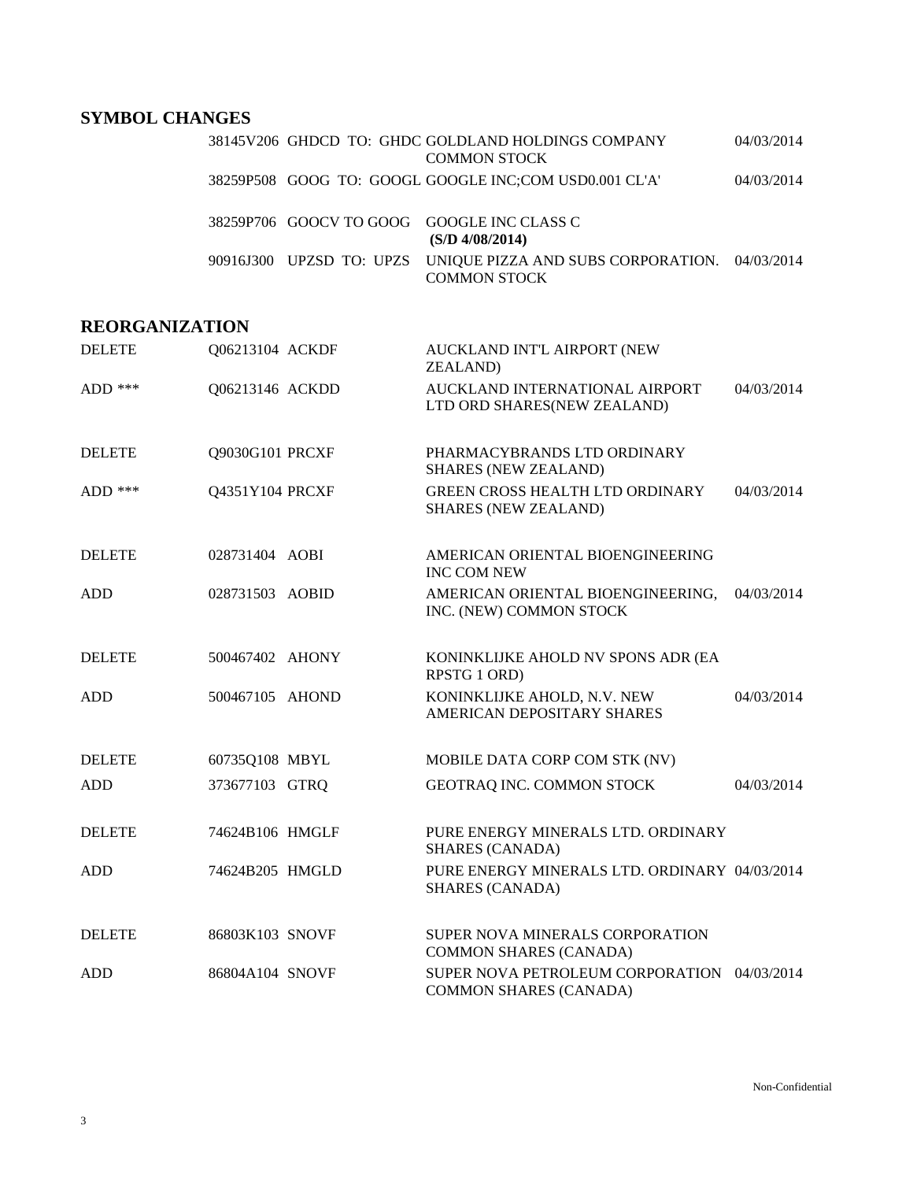## SYMBOL CHANGES

| CUSIP | Symbol Change | Description | Date |
|---|---|---|---|
| 38145V206 | GHDCD TO: GHDC | GOLDLAND HOLDINGS COMPANY COMMON STOCK | 04/03/2014 |
| 38259P508 | GOOG TO: GOOGL | GOOGLE INC;COM USD0.001 CL'A' | 04/03/2014 |
| 38259P706 | GOOCV TO GOOG | GOOGLE INC CLASS C **(S/D 4/08/2014)** | |
| 90916J300 | UPZSD TO: UPZS | UNIQUE PIZZA AND SUBS CORPORATION. COMMON STOCK | 04/03/2014 |

## REORGANIZATION

| Action | CUSIP | Symbol | Description | Date |
|---|---|---|---|---|
| DELETE | Q06213104 | ACKDF | AUCKLAND INT'L AIRPORT (NEW ZEALAND) | |
| ADD *** | Q06213146 | ACKDD | AUCKLAND INTERNATIONAL AIRPORT LTD ORD SHARES(NEW ZEALAND) | 04/03/2014 |
| DELETE | Q9030G101 | PRCXF | PHARMACYBRANDS LTD ORDINARY SHARES (NEW ZEALAND) | |
| ADD *** | Q4351Y104 | PRCXF | GREEN CROSS HEALTH LTD ORDINARY SHARES (NEW ZEALAND) | 04/03/2014 |
| DELETE | 028731404 | AOBI | AMERICAN ORIENTAL BIOENGINEERING INC COM NEW | |
| ADD | 028731503 | AOBID | AMERICAN ORIENTAL BIOENGINEERING, INC. (NEW) COMMON STOCK | 04/03/2014 |
| DELETE | 500467402 | AHONY | KONINKLIJKE AHOLD NV SPONS ADR (EA RPSTG 1 ORD) | |
| ADD | 500467105 | AHOND | KONINKLIJKE AHOLD, N.V. NEW AMERICAN DEPOSITARY SHARES | 04/03/2014 |
| DELETE | 60735Q108 | MBYL | MOBILE DATA CORP COM STK (NV) | |
| ADD | 373677103 | GTRQ | GEOTRAQ INC. COMMON STOCK | 04/03/2014 |
| DELETE | 74624B106 | HMGLF | PURE ENERGY MINERALS LTD. ORDINARY SHARES (CANADA) | |
| ADD | 74624B205 | HMGLD | PURE ENERGY MINERALS LTD. ORDINARY SHARES (CANADA) | 04/03/2014 |
| DELETE | 86803K103 | SNOVF | SUPER NOVA MINERALS CORPORATION COMMON SHARES (CANADA) | |
| ADD | 86804A104 | SNOVF | SUPER NOVA PETROLEUM CORPORATION COMMON SHARES (CANADA) | 04/03/2014 |

Non-Confidential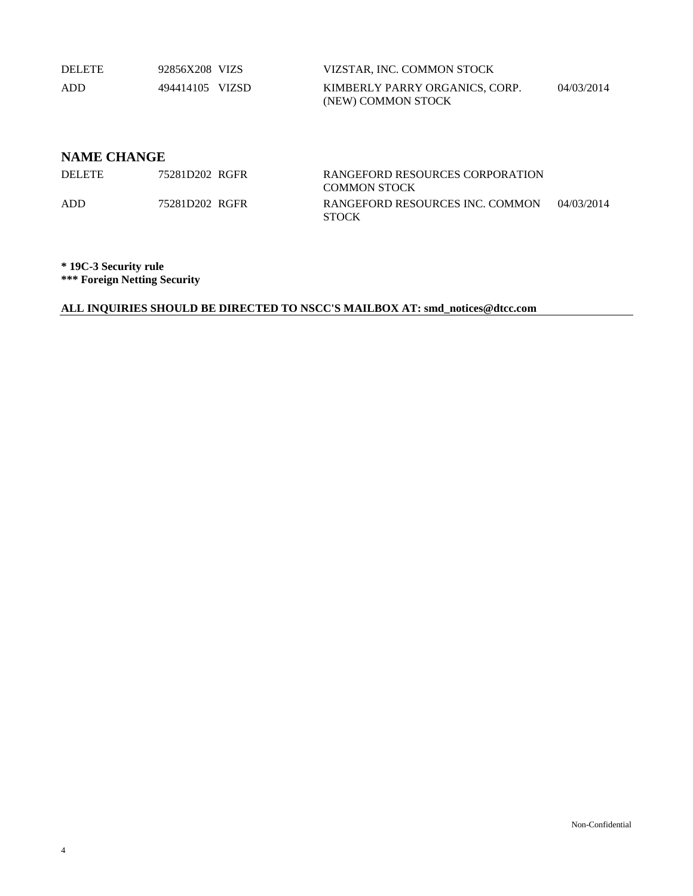| | | | | |
|---|---|---|---|---|
| DELETE | 92856X208 | VIZS | VIZSTAR, INC. COMMON STOCK | |
| ADD | 494414105 | VIZSD | KIMBERLY PARRY ORGANICS, CORP. (NEW) COMMON STOCK | 04/03/2014 |

## NAME CHANGE

| | | | | |
|---|---|---|---|---|
| DELETE | 75281D202 | RGFR | RANGEFORD RESOURCES CORPORATION COMMON STOCK | |
| ADD | 75281D202 | RGFR | RANGEFORD RESOURCES INC. COMMON STOCK | 04/03/2014 |

**\* 19C-3 Security rule**
**\*\*\* Foreign Netting Security**

**ALL INQUIRIES SHOULD BE DIRECTED TO NSCC'S MAILBOX AT: smd_notices@dtcc.com**

Non-Confidential